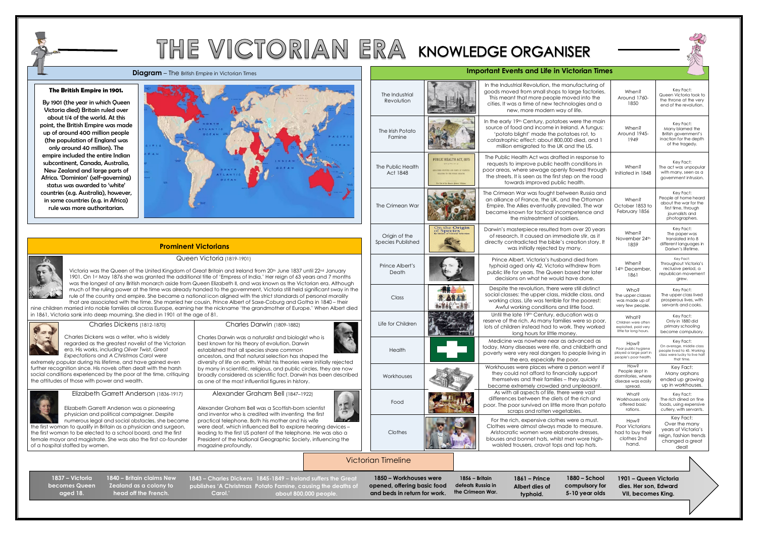# THE VICTORIAN ERA KNOWLEDGE ORGANISER

## Diagram – The British Empire in Victorian Times

**The British Empire in 1901.**

**By 1901 (the year in which Queen Victoria died) Britain ruled over about 1/4 of the world. At this point, the British Empire was made up of around 400 million people (the population of England was only around 40 million). The empire included the entire Indian subcontinent, Canada, Australia, New Zealand and large parts of Africa. 'Dominion' (self-governing) status was awarded to 'white' countries (e.g. Australia), however, in some countries (e.g. in Africa) rule was more authoritarian.**

## Prominent Victorians

### Queen Victoria (1819-1901)

Victoria was the Queen of the United Kingdom of Great Britain and Ireland from 20th June 1837 until 22nd January 1901. On 1st May 1876 she was granted the additional title of 'Empress of India.' Her reign of 63 years and 7 months was the longest of any British monarch aside from Queen Elizabeth II, and was known as the Victorian era. Although much of the ruling power at the time was already handed to the government, Victoria still held significant sway in the rule of the country and empire. She became a national icon aligned with the strict standards of personal morality that are associated with the time. She married her cousin, Prince Albert of Saxe-Coburg and Gotha in 1840 – their nine children married into noble families all across Europe, earning her the nickname 'the grandmother of Europe.' When Albert died in 1861, Victoria sank into deep mourning. She died in 1901 at the age of 81.

### Charles Dickens (1812-1870)

Charles Dickens was a writer, who is widely regarded as the greatest novelist of the Victorian era. His works, including *Oliver Twist*, *Great Expectations* and *A Christmas Carol* were extremely popular during his lifetime, and have gained even further recognition since. His novels often dealt with the harsh social conditions experienced by the poor at the time, critiquing the attitudes of those with power and wealth.

### Charles Darwin (1809-1882)

Charles Darwin was a naturalist and biologist who is best known for his theory of evolution. Darwin established that all species share common ancestors, and that natural selection has shaped the diversity of life on earth. Whilst his theories were initially rejected by many in scientific, religious, and public circles, they are now broadly considered as scientific fact. Darwin has been described as one of the most influential figures in history.

### Elizabeth Garrett Anderson (1836-1917)

Elizabeth Garrett Anderson was a pioneering physician and political campaigner. Despite numerous legal and social obstacles, she became the first woman to qualify in Britain as a physician and surgeon, the first woman to be elected to a school board, and the first female mayor and magistrate. She was also the first co-founder of a hospital staffed by women.

### Alexander Graham Bell (1847–1922)

Alexander Graham Bell was a Scottish-born scientist and inventor who is credited with inventing the first practical telephone. Both his mother and his wife were deaf, which influenced Bell to explore hearing devices – leading to the first US patent of the telephone. He was also a President of the National Geographic Society, influencing the magazine profoundly.

## Important Events and Life in Victorian Times

| Topic | Description | Detail | Key Fact |
|---|---|---|---|
| The Industrial Revolution | In the Industrial Revolution, the manufacturing of goods moved from small shops to large factories. This meant that more people moved into the cities. It was a time of new technologies and a new, more modern way of life. | When? Around 1760-1850 | Key Fact: Queen Victoria took to the throne at the very end of the revolution. |
| The Irish Potato Famine | In the early 19th Century, potatoes were the main source of food and income in Ireland. A fungus: 'potato blight' made the potatoes rot, to catastrophic effect: about 800,000 died, and 1 million emigrated to the UK and the US. | When? Around 1845-1949 | Key Fact: Many blamed the British government's inaction for the depth of the tragedy. |
| The Public Health Act 1848 | The Public Health Act was drafted in response to requests to improve public health conditions in poor areas, where sewage openly flowed through the streets. It is seen as the first step on the road towards improved public health. | When? Initiated in 1848 | Key Fact: The act was unpopular with many, seen as a government intrusion. |
| The Crimean War | The Crimean War was fought between Russia and an alliance of France, the UK, and the Ottoman Empire. The Allies eventually prevailed. The war became known for tactical incompetence and the mistreatment of soldiers. | When? October 1853 to February 1856 | Key Fact: People at home heard about the war for the first time, through journalists and photographers. |
| Origin of the Species Published | Darwin's masterpiece resulted from over 20 years of research. It caused an immediate stir, as it directly contradicted the bible's creation story. It was initially rejected by many. | When? November 24th 1859 | Key Fact: The paper was translated into 8 different languages in Darwin's lifetime. |
| Prince Albert's Death | Prince Albert, Victoria's husband died from typhoid aged only 42. Victoria withdrew from public life for years. The Queen based her later decisions on what he would have done. | When? 14th December, 1861 | Key Fact: Throughout Victoria's reclusive period, a republican movement grew. |
| Class | Despite the revolution, there were still distinct social classes: the upper class, middle class, and working class. Life was terrible for the poorest: Awful working conditions and little food. | Who? The upper classes was made up of very few people. | Key Fact: The upper class lived prosperous lives, with servants and cooks. |
| Life for Children | Until the late 19th Century, education was a reserve of the rich. As many families were so poor, lots of children instead had to work. They worked long hours for little money. | What? Children were often exploited, paid very little for long hours. | Key Fact: Only in 1880 did primary schooling become compulsory. |
| Health | Medicine was nowhere near as advanced as today. Many diseases were rife, and childbirth and poverty were very real dangers to people living in the era, especially the poor. | How? Poor public hygiene played a large part in people's poor health. | Key Fact: On average, middle class people lived to 45. Working class were lucky to live half that time. |
| Workhouses | Workhouses were places where a person went if they could not afford to financially support themselves and their families – they quickly became extremely crowded and unpleasant. | How? People slept in dormitories, where disease was easily spread. | Key Fact: Many orphans ended up growing up in workhouses. |
| Food | As with all aspects of life, there were vast differences between the diets of the rich and poor. The poor survived on little more than potato scraps and rotten vegetables. | What? Workhouses only offered basic rations. | Key Fact: The rich dined on fine foods, using expensive cutlery, with servants. |
| Clothes | For the rich, expensive clothes were a must. Clothes were almost always made to measure. Aristocratic women wore elaborate dresses, blouses and bonnet hats, whilst men wore high-waisted trousers, cravat tops and top hats. | How? Poor Victorians had to buy their clothes 2nd hand. | Key Fact: Over the many years of Victoria's reign, fashion trends changed a great deal! |

## Victorian Timeline

- **1837 – Victoria becomes Queen aged 18.**
- **1840 – Britain claims New Zealand as a colony to head off the French.**
- **1843 – Charles Dickens publishes 'A Christmas Carol.'**
- **1845-1849 – Ireland suffers the Great Potato Famine, causing the deaths of about 800,000 people.**
- **1850 – Workhouses were opened, offering basic food and beds in return for work.**
- **1856 – Britain defeats Russia in the Crimean War.**
- **1861 – Prince Albert dies of typhoid.**
- **1880 – School compulsory for 5-10 year olds**
- **1901 – Queen Victoria dies. Her son, Edward VII, becomes King.**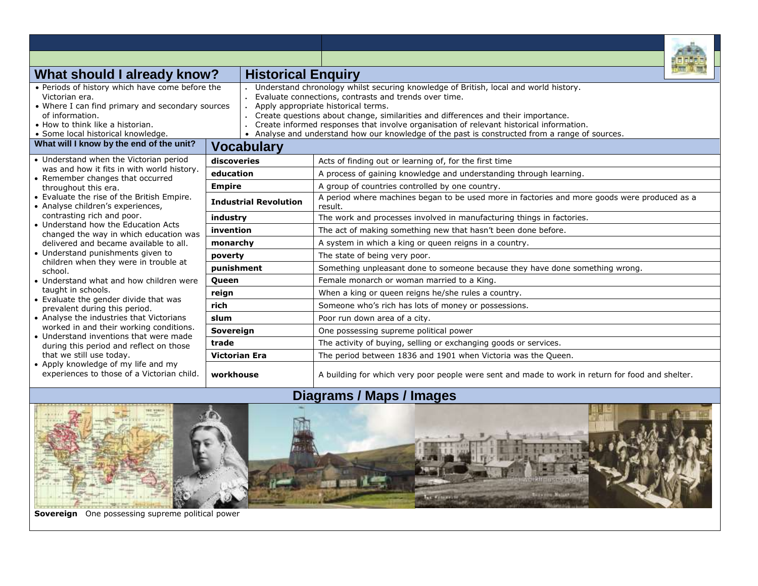## What should I already know?

- Periods of history which have come before the Victorian era.
- Where I can find primary and secondary sources of information.
- How to think like a historian.
- Some local historical knowledge.

## Historical Enquiry

- Understand chronology whilst securing knowledge of British, local and world history.
- Evaluate connections, contrasts and trends over time.
- Apply appropriate historical terms.
- Create questions about change, similarities and differences and their importance.
- Create informed responses that involve organisation of relevant historical information.
- Analyse and understand how our knowledge of the past is constructed from a range of sources.

## What will I know by the end of the unit?

- Understand when the Victorian period was and how it fits in with world history.
- Remember changes that occurred throughout this era.
- Evaluate the rise of the British Empire.
- Analyse children's experiences, contrasting rich and poor.
- Understand how the Education Acts changed the way in which education was delivered and became available to all.
- Understand punishments given to children when they were in trouble at school.
- Understand what and how children were taught in schools.
- Evaluate the gender divide that was prevalent during this period.
- Analyse the industries that Victorians worked in and their working conditions.
- Understand inventions that were made during this period and reflect on those that we still use today.
- Apply knowledge of my life and my experiences to those of a Victorian child.

## Vocabulary

| | |
|---|---|
| **discoveries** | Acts of finding out or learning of, for the first time |
| **education** | A process of gaining knowledge and understanding through learning. |
| **Empire** | A group of countries controlled by one country. |
| **Industrial Revolution** | A period where machines began to be used more in factories and more goods were produced as a result. |
| **industry** | The work and processes involved in manufacturing things in factories. |
| **invention** | The act of making something new that hasn't been done before. |
| **monarchy** | A system in which a king or queen reigns in a country. |
| **poverty** | The state of being very poor. |
| **punishment** | Something unpleasant done to someone because they have done something wrong. |
| **Queen** | Female monarch or woman married to a King. |
| **reign** | When a king or queen reigns he/she rules a country. |
| **rich** | Someone who's rich has lots of money or possessions. |
| **slum** | Poor run down area of a city. |
| **Sovereign** | One possessing supreme political power |
| **trade** | The activity of buying, selling or exchanging goods or services. |
| **Victorian Era** | The period between 1836 and 1901 when Victoria was the Queen. |
| **workhouse** | A building for which very poor people were sent and made to work in return for food and shelter. |

## Diagrams / Maps / Images

**Sovereign** One possessing supreme political power